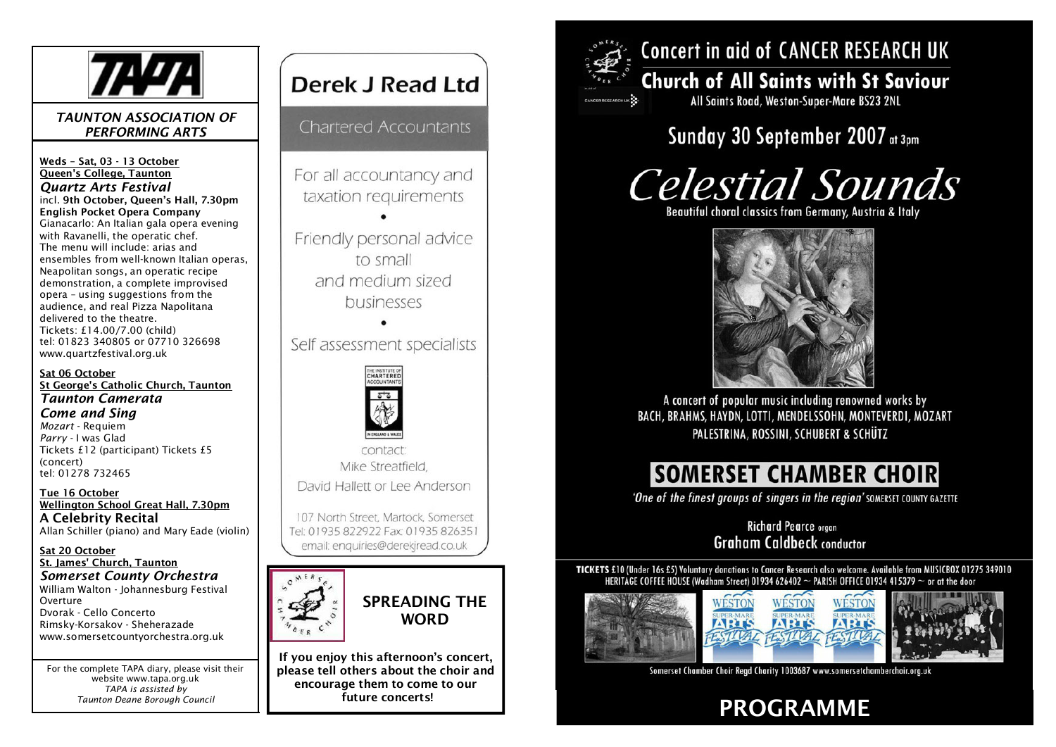TAPA

*TAUNTON ASSOCIATION OF PERFORMING ARTS*

**Weds – Sat, 03 - 13 October**
**Queen's College, Taunton**
***Quartz Arts Festival***
incl. **9th October, Queen's Hall, 7.30pm**
**English Pocket Opera Company**
Gianacarlo: An Italian gala opera evening with Ravanelli, the operatic chef.
The menu will include: arias and ensembles from well-known Italian operas, Neapolitan songs, an operatic recipe demonstration, a complete improvised opera – using suggestions from the audience, and real Pizza Napolitana delivered to the theatre.
Tickets: £14.00/7.00 (child)
tel: 01823 340805 or 07710 326698
www.quartzfestival.org.uk

**Sat 06 October**
**St George's Catholic Church, Taunton**
***Taunton Camerata***
***Come and Sing***
*Mozart* - Requiem
*Parry* - I was Glad
Tickets £12 (participant) Tickets £5 (concert)
tel: 01278 732465

**Tue 16 October**
**Wellington School Great Hall, 7.30pm**
**A Celebrity Recital**
Allan Schiller (piano) and Mary Eade (violin)

**Sat 20 October**
**St. James' Church, Taunton**
***Somerset County Orchestra***
William Walton - Johannesburg Festival Overture
Dvorak - Cello Concerto
Rimsky-Korsakov - Sheherazade
www.somersetcountyorchestra.org.uk

For the complete TAPA diary, please visit their website www.tapa.org.uk
*TAPA is assisted by Taunton Deane Borough Council*

# Derek J Read Ltd

Chartered Accountants

For all accountancy and taxation requirements

•

Friendly personal advice to small and medium sized businesses

•

Self assessment specialists

The Institute of Chartered Accountants in England & Wales

contact:
Mike Streatfield,
David Hallett or Lee Anderson

107 North Street, Martock, Somerset
Tel: 01935 822922 Fax: 01935 826351
email: enquiries@derekjread.co.uk

## SPREADING THE WORD

**If you enjoy this afternoon's concert, please tell others about the choir and encourage them to come to our future concerts!**

# Concert in aid of CANCER RESEARCH UK

## Church of All Saints with St Saviour

All Saints Road, Weston-Super-Mare BS23 2NL

## Sunday 30 September 2007 at 3pm

# *Celestial Sounds*

Beautiful choral classics from Germany, Austria & Italy

A concert of popular music including renowned works by BACH, BRAHMS, HAYDN, LOTTI, MENDELSSOHN, MONTEVERDI, MOZART PALESTRINA, ROSSINI, SCHUBERT & SCHÜTZ

# SOMERSET CHAMBER CHOIR

*'One of the finest groups of singers in the region'* SOMERSET COUNTY GAZETTE

Richard Pearce organ
Graham Caldbeck conductor

**TICKETS** £10 (Under 16s £5) Voluntary donations to Cancer Research also welcome. Available from MUSICBOX 01275 349010 HERITAGE COFFEE HOUSE (Wadham Street) 01934 626402 ~ PARISH OFFICE 01934 415379 ~ or at the door

WESTON SUPER-MARE ARTS FESTIVAL

Somerset Chamber Choir Regd Charity 1003687 www.somersetchamberchoir.org.uk

# PROGRAMME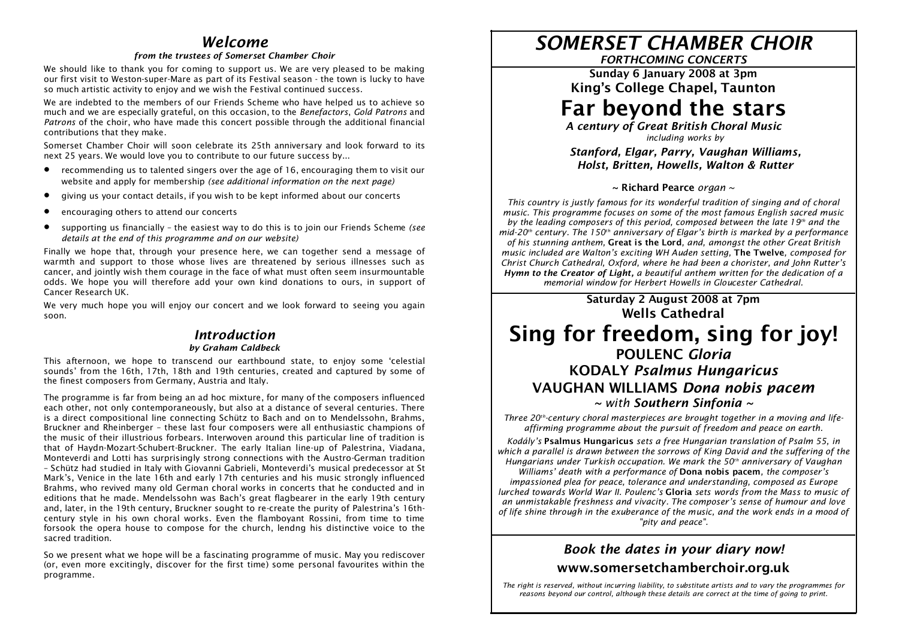## *Welcome*

#### *from the trustees of Somerset Chamber Choir*

We should like to thank you for coming to support us. We are very pleased to be making our first visit to Weston-super-Mare as part of its Festival season - the town is lucky to have so much artistic activity to enjoy and we wish the Festival continued success.

We are indebted to the members of our Friends Scheme who have helped us to achieve so much and we are especially grateful, on this occasion, to the *Benefactors*, *Gold Patrons* and *Patrons* of the choir, who have made this concert possible through the additional financial contributions that they make.

Somerset Chamber Choir will soon celebrate its 25th anniversary and look forward to its next 25 years. We would love you to contribute to our future success by...

- recommending us to talented singers over the age of 16, encouraging them to visit our website and apply for membership *(see additional information on the next page)*
- giving us your contact details, if you wish to be kept informed about our concerts
- encouraging others to attend our concerts
- supporting us financially – the easiest way to do this is to join our Friends Scheme *(see details at the end of this programme and on our website)*

Finally we hope that, through your presence here, we can together send a message of warmth and support to those whose lives are threatened by serious illnesses such as cancer, and jointly wish them courage in the face of what must often seem insurmountable odds. We hope you will therefore add your own kind donations to ours, in support of Cancer Research UK.

We very much hope you will enjoy our concert and we look forward to seeing you again soon.

## *Introduction*

#### *by Graham Caldbeck*

This afternoon, we hope to transcend our earthbound state, to enjoy some 'celestial sounds' from the 16th, 17th, 18th and 19th centuries, created and captured by some of the finest composers from Germany, Austria and Italy.

The programme is far from being an ad hoc mixture, for many of the composers influenced each other, not only contemporaneously, but also at a distance of several centuries. There is a direct compositional line connecting Schütz to Bach and on to Mendelssohn, Brahms, Bruckner and Rheinberger - these last four composers were all enthusiastic champions of the music of their illustrious forbears. Interwoven around this particular line of tradition is that of Haydn-Mozart-Schubert-Bruckner. The early Italian line-up of Palestrina, Viadana, Monteverdi and Lotti has surprisingly strong connections with the Austro-German tradition – Schütz had studied in Italy with Giovanni Gabrieli, Monteverdi's musical predecessor at St Mark's, Venice in the late 16th and early 17th centuries and his music strongly influenced Brahms, who revived many old German choral works in concerts that he conducted and in editions that he made. Mendelssohn was Bach's great flagbearer in the early 19th century and, later, in the 19th century, Bruckner sought to re-create the purity of Palestrina's 16th-century style in his own choral works. Even the flamboyant Rossini, from time to time forsook the opera house to compose for the church, lendng his distinctive voice to the sacred tradition.

So we present what we hope will be a fascinating programme of music. May you rediscover (or, even more excitingly, discover for the first time) some personal favourites within the programme.

# *SOMERSET CHAMBER CHOIR*

#### *FORTHCOMING CONCERTS*

**Sunday 6 January 2008 at 3pm**
**King's College Chapel, Taunton**

# Far beyond the stars

***A century of Great British Choral Music***
*including works by*
***Stanford, Elgar, Parry, Vaughan Williams, Holst, Britten, Howells, Walton & Rutter***

~ **Richard Pearce** *organ* ~

*This country is justly famous for its wonderful tradition of singing and of choral music. This programme focuses on some of the most famous English sacred music by the leading composers of this period, composed between the late 19th and the mid-20th century. The 150th anniversary of Elgar's birth is marked by a performance of his stunning anthem,* **Great is the Lord***, and, amongst the other Great British music included are Walton's exciting WH Auden setting,* **The Twelve***, composed for Christ Church Cathedral, Oxford, where he had been a chorister, and John Rutter's* ***Hymn to the Creator of Light****, a beautiful anthem written for the dedication of a memorial window for Herbert Howells in Gloucester Cathedral.*

**Saturday 2 August 2008 at 7pm**
**Wells Cathedral**

# Sing for freedom, sing for joy!

### POULENC *Gloria*
### KODALY *Psalmus Hungaricus*
### VAUGHAN WILLIAMS *Dona nobis pacem*

~ *with* ***Southern Sinfonia*** ~

*Three 20th-century choral masterpieces are brought together in a moving and life-affirming programme about the pursuit of freedom and peace on earth.*

*Kodály's* **Psalmus Hungaricus** *sets a free Hungarian translation of Psalm 55, in which a parallel is drawn between the sorrows of King David and the suffering of the Hungarians under Turkish occupation. We mark the 50th anniversary of Vaughan Williams' death with a performance of* **Dona nobis pacem***, the composer's impassioned plea for peace, tolerance and understanding, composed as Europe lurched towards World War II. Poulenc's* **Gloria** *sets words from the Mass to music of an unmistakable freshness and vivacity. The composer's sense of humour and love of life shine through in the exuberance of the music, and the work ends in a mood of "pity and peace".*

### *Book the dates in your diary now!*

### www.somersetchamberchoir.org.uk

*The right is reserved, without incurring liability, to substitute artists and to vary the programmes for reasons beyond our control, although these details are correct at the time of going to print.*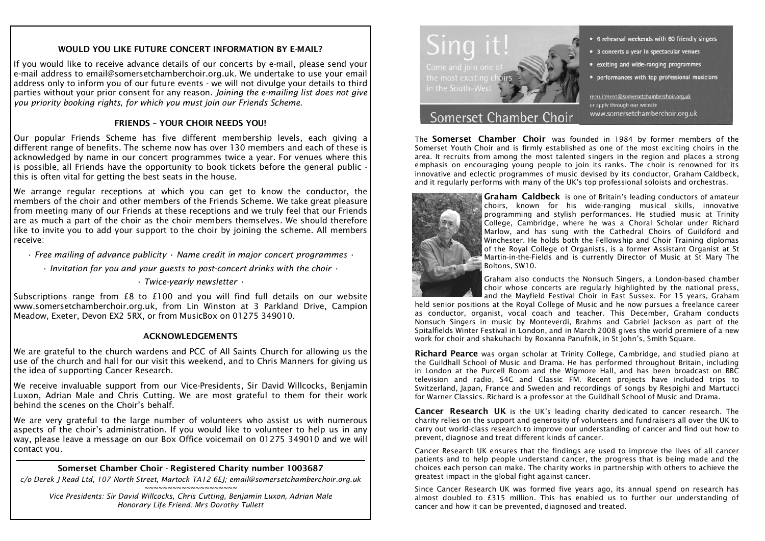## WOULD YOU LIKE FUTURE CONCERT INFORMATION BY E-MAIL?

If you would like to receive advance details of our concerts by e-mail, please send your e-mail address to email@somersetchamberchoir.org.uk. We undertake to use your email address only to inform you of our future events - we will not divulge your details to third parties without your prior consent for any reason. *Joining the e-mailing list does not give you priority booking rights, for which you must join our Friends Scheme.*

## FRIENDS – YOUR CHOIR NEEDS YOU!

Our popular Friends Scheme has five different membership levels, each giving a different range of benefits. The scheme now has over 130 members and each of these is acknowledged by name in our concert programmes twice a year. For venues where this is possible, all Friends have the opportunity to book tickets before the general public - this is often vital for getting the best seats in the house.

We arrange regular receptions at which you can get to know the conductor, the members of the choir and other members of the Friends Scheme. We take great pleasure from meeting many of our Friends at these receptions and we truly feel that our Friends are as much a part of the choir as the choir members themselves. We should therefore like to invite you to add your support to the choir by joining the scheme. All members receive:

*· Free mailing of advance publicity · Name credit in major concert programmes ·*

*· Invitation for you and your guests to post-concert drinks with the choir ·*

*· Twice-yearly newsletter ·*

Subscriptions range from £8 to £100 and you will find full details on our website www.somersetchamberchoir.org.uk, from Lin Winston at 3 Parkland Drive, Campion Meadow, Exeter, Devon EX2 5RX, or from MusicBox on 01275 349010.

## ACKNOWLEDGEMENTS

We are grateful to the church wardens and PCC of All Saints Church for allowing us the use of the church and hall for our visit this weekend, and to Chris Manners for giving us the idea of supporting Cancer Research.

We receive invaluable support from our Vice-Presidents, Sir David Willcocks, Benjamin Luxon, Adrian Male and Chris Cutting. We are most grateful to them for their work behind the scenes on the Choir's behalf.

We are very grateful to the large number of volunteers who assist us with numerous aspects of the choir's administration. If you would like to volunteer to help us in any way, please leave a message on our Box Office voicemail on 01275 349010 and we will contact you.

---

**Somerset Chamber Choir - Registered Charity number 1003687**

*c/o Derek J Read Ltd, 107 North Street, Martock TA12 6EJ; email@somersetchamberchoir.org.uk*

~~~~~~~~~~~~~~~~~~~~

*Vice Presidents: Sir David Willcocks, Chris Cutting, Benjamin Luxon, Adrian Male*

*Honorary Life Friend: Mrs Dorothy Tullett*

---

# Sing it!

Come and join one of the most exciting choirs in the South-West

## Somerset Chamber Choir

- 6 rehearsal weekends with 60 friendly singers
- 3 concerts a year in spectacular venues
- exciting and wide-ranging programmes
- performances with top professional musicians

recruitment@somersetchamberchoir.org.uk
or apply through our website
www.somersetchamberchoir.org.uk

The **Somerset Chamber Choir** was founded in 1984 by former members of the Somerset Youth Choir and is firmly established as one of the most exciting choirs in the area. It recruits from among the most talented singers in the region and places a strong emphasis on encouraging young people to join its ranks. The choir is renowned for its innovative and eclectic programmes of music devised by its conductor, Graham Caldbeck, and it regularly performs with many of the UK's top professional soloists and orchestras.

**Graham Caldbeck** is one of Britain's leading conductors of amateur choirs, known for his wide-ranging musical skills, innovative programming and stylish performances. He studied music at Trinity College, Cambridge, where he was a Choral Scholar under Richard Marlow, and has sung with the Cathedral Choirs of Guildford and Winchester. He holds both the Fellowship and Choir Training diplomas of the Royal College of Organists, is a former Assistant Organist at St Martin-in-the-Fields and is currently Director of Music at St Mary The Boltons, SW10.

Graham also conducts the Nonsuch Singers, a London-based chamber choir whose concerts are regularly highlighted by the national press, and the Mayfield Festival Choir in East Sussex. For 15 years, Graham held senior positions at the Royal College of Music and he now pursues a freelance career as conductor, organist, vocal coach and teacher. This December, Graham conducts Nonsuch Singers in music by Monteverdi, Brahms and Gabriel Jackson as part of the Spitalfields Winter Festival in London, and in March 2008 gives the world premiere of a new work for choir and shakuhachi by Roxanna Panufnik, in St John's, Smith Square.

**Richard Pearce** was organ scholar at Trinity College, Cambridge, and studied piano at the Guildhall School of Music and Drama. He has performed throughout Britain, including in London at the Purcell Room and the Wigmore Hall, and has been broadcast on BBC television and radio, S4C and Classic FM. Recent projects have included trips to Switzerland, Japan, France and Sweden and recordings of songs by Respighi and Martucci for Warner Classics. Richard is a professor at the Guildhall School of Music and Drama.

**Cancer Research UK** is the UK's leading charity dedicated to cancer research. The charity relies on the support and generosity of volunteers and fundraisers all over the UK to carry out world-class research to improve our understanding of cancer and find out how to prevent, diagnose and treat different kinds of cancer.

Cancer Research UK ensures that the findings are used to improve the lives of all cancer patients and to help people understand cancer, the progress that is being made and the choices each person can make. The charity works in partnership with others to achieve the greatest impact in the global fight against cancer.

Since Cancer Research UK was formed five years ago, its annual spend on research has almost doubled to £315 million. This has enabled us to further our understanding of cancer and how it can be prevented, diagnosed and treated.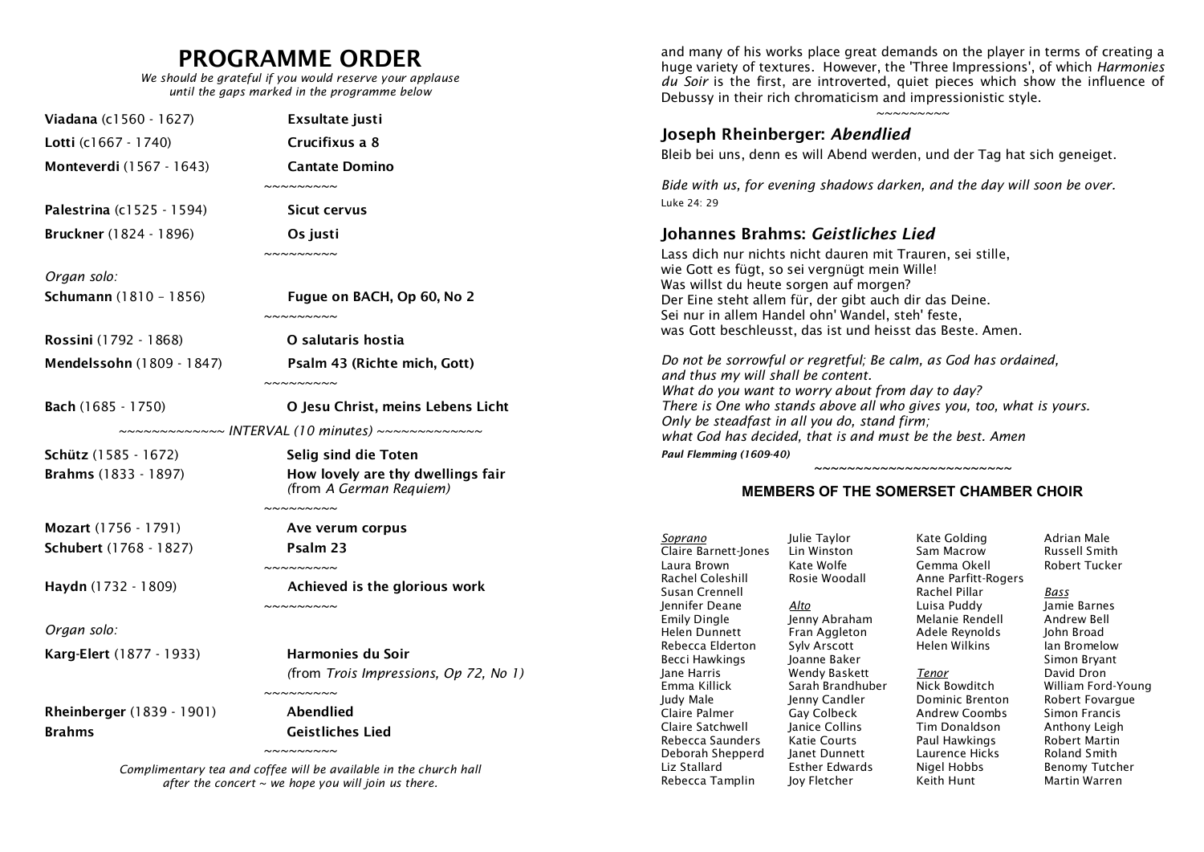# PROGRAMME ORDER

*We should be grateful if you would reserve your applause until the gaps marked in the programme below*

**Viadana** (c1560 - 1627) **Exsultate justi**

**Lotti** (c1667 - 1740) **Crucifixus a 8**

**Monteverdi** (1567 - 1643) **Cantate Domino**

~~~~~~~~~

**Palestrina** (c1525 - 1594) **Sicut cervus**

**Bruckner** (1824 - 1896) **Os justi**

~~~~~~~~~

*Organ solo:*

**Schumann** (1810 – 1856) **Fugue on BACH, Op 60, No 2**

~~~~~~~~~

**Rossini** (1792 - 1868) **O salutaris hostia**

**Mendelssohn** (1809 - 1847) **Psalm 43 (Richte mich, Gott)**

~~~~~~~~~

**Bach** (1685 - 1750) **O Jesu Christ, meins Lebens Licht**

~~~~~~~~~~~~~ *INTERVAL (10 minutes)* ~~~~~~~~~~~~~

**Schütz** (1585 - 1672) **Selig sind die Toten**

**Brahms** (1833 - 1897) **How lovely are thy dwellings fair** *(from A German Requiem)*

~~~~~~~~~

**Mozart** (1756 - 1791) **Ave verum corpus**

**Schubert** (1768 - 1827) **Psalm 23**

~~~~~~~~~

**Haydn** (1732 - 1809) **Achieved is the glorious work**

~~~~~~~~~

*Organ solo:*

**Karg-Elert** (1877 - 1933) **Harmonies du Soir** *(from Trois Impressions, Op 72, No 1)*

~~~~~~~~~

**Rheinberger** (1839 - 1901) **Abendlied**

**Brahms** **Geistliches Lied**

~~~~~~~~~

*Complimentary tea and coffee will be available in the church hall after the concert ~ we hope you will join us there.*

and many of his works place great demands on the player in terms of creating a huge variety of textures. However, the 'Three Impressions', of which *Harmonies du Soir* is the first, are introverted, quiet pieces which show the influence of Debussy in their rich chromaticism and impressionistic style.

~~~~~~~~~

## Joseph Rheinberger: *Abendlied*

Bleib bei uns, denn es will Abend werden, und der Tag hat sich geneiget.

*Bide with us, for evening shadows darken, and the day will soon be over.*

Luke 24: 29

## Johannes Brahms: *Geistliches Lied*

Lass dich nur nichts nicht dauren mit Trauren, sei stille,
wie Gott es fügt, so sei vergnügt mein Wille!
Was willst du heute sorgen auf morgen?
Der Eine steht allem für, der gibt auch dir das Deine.
Sei nur in allem Handel ohn' Wandel, steh' feste,
was Gott beschleusst, das ist und heisst das Beste. Amen.

*Do not be sorrowful or regretful; Be calm, as God has ordained,*
*and thus my will shall be content.*
*What do you want to worry about from day to day?*
*There is One who stands above all who gives you, too, what is yours.*
*Only be steadfast in all you do, stand firm;*
*what God has decided, that is and must be the best. Amen*

***Paul Flemming (1609-40)***

~~~~~~~~~~~~~~~~~~~~~~~~

## MEMBERS OF THE SOMERSET CHAMBER CHOIR

*Soprano*
Claire Barnett-Jones
Laura Brown
Rachel Coleshill
Susan Crennell
Jennifer Deane
Emily Dingle
Helen Dunnett
Rebecca Elderton
Becci Hawkings
Jane Harris
Emma Killick
Judy Male
Claire Palmer
Claire Satchwell
Rebecca Saunders
Deborah Shepperd
Liz Stallard
Rebecca Tamplin
Julie Taylor
Lin Winston
Kate Wolfe
Rosie Woodall

*Alto*
Jenny Abraham
Fran Aggleton
Sylv Arscott
Joanne Baker
Wendy Baskett
Sarah Brandhuber
Jenny Candler
Gay Colbeck
Janice Collins
Katie Courts
Janet Dunnett
Esther Edwards
Joy Fletcher
Kate Golding
Sam Macrow
Gemma Okell
Anne Parfitt-Rogers
Rachel Pillar
Luisa Puddy
Melanie Rendell
Adele Reynolds
Helen Wilkins

*Tenor*
Nick Bowditch
Dominic Brenton
Andrew Coombs
Tim Donaldson
Paul Hawkings
Laurence Hicks
Nigel Hobbs
Keith Hunt
Adrian Male
Russell Smith
Robert Tucker

*Bass*
Jamie Barnes
Andrew Bell
John Broad
Ian Bromelow
Simon Bryant
David Dron
William Ford-Young
Robert Fovargue
Simon Francis
Anthony Leigh
Robert Martin
Roland Smith
Benomy Tutcher
Martin Warren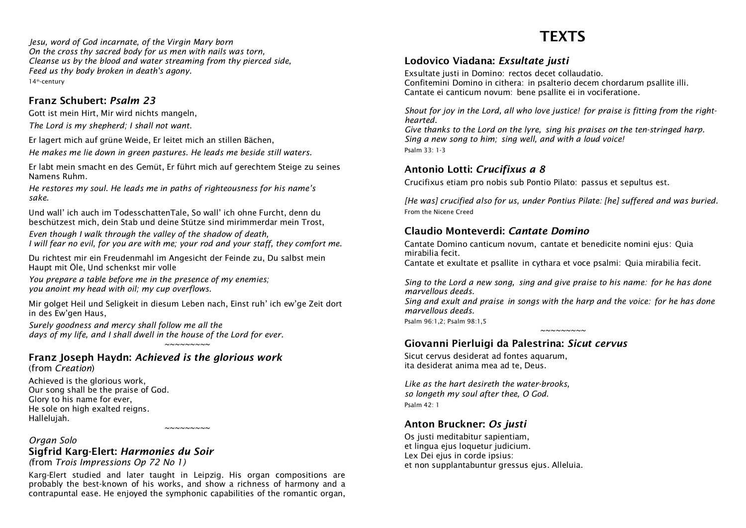*Jesu, word of God incarnate, of the Virgin Mary born*
*On the cross thy sacred body for us men with nails was torn,*
*Cleanse us by the blood and water streaming from thy pierced side,*
*Feed us thy body broken in death's agony.*
14th-century

### Franz Schubert: *Psalm 23*

Gott ist mein Hirt, Mir wird nichts mangeln,

*The Lord is my shepherd; I shall not want.*

Er lagert mich auf grüne Weide, Er leitet mich an stillen Bächen,

*He makes me lie down in green pastures. He leads me beside still waters.*

Er labt mein smacht en des Gemüt, Er führt mich auf gerechtem Steige zu seines Namens Ruhm.

*He restores my soul. He leads me in paths of righteousness for his name's sake.*

Und wall' ich auch im TodesschattenTale, So wall' ich ohne Furcht, denn du beschützest mich, dein Stab und deine Stütze sind mirimmerdar mein Trost,

*Even though I walk through the valley of the shadow of death,*
*I will fear no evil, for you are with me; your rod and your staff, they comfort me.*

Du richtest mir ein Freudenmahl im Angesicht der Feinde zu, Du salbst mein Haupt mit Öle, Und schenkst mir volle

*You prepare a table before me in the presence of my enemies;*
*you anoint my head with oil; my cup overflows.*

Mir golget Heil und Seligkeit in diesum Leben nach, Einst ruh' ich ew'ge Zeit dort in des Ew'gen Haus,

*Surely goodness and mercy shall follow me all the*
*days of my life, and I shall dwell in the house of the Lord for ever.*

~~~~~~~~~

### Franz Joseph Haydn: *Achieved is the glorious work*
(from *Creation*)

Achieved is the glorious work,
Our song shall be the praise of God.
Glory to his name for ever,
He sole on high exalted reigns.
Hallelujah.

~~~~~~~~~

*Organ Solo*
### Sigfrid Karg-Elert: *Harmonies du Soir*
*(from Trois Impressions Op 72 No 1)*

Karg-Elert studied and later taught in Leipzig. His organ compositions are probably the best-known of his works, and show a richness of harmony and a contrapuntal ease. He enjoyed the symphonic capabilities of the romantic organ,

# TEXTS

### Lodovico Viadana: *Exsultate justi*

Exsultate justi in Domino: rectos decet collaudatio.
Confitemini Domino in cithera: in psalterio decem chordarum psallite illi.
Cantate ei canticum novum: bene psallite ei in vociferatione.

*Shout for joy in the Lord, all who love justice! for praise is fitting from the right-hearted.*
*Give thanks to the Lord on the lyre, sing his praises on the ten-stringed harp.*
*Sing a new song to him; sing well, and with a loud voice!*
Psalm 33: 1-3

### Antonio Lotti: *Crucifixus a 8*

Crucifixus etiam pro nobis sub Pontio Pilato: passus et sepultus est.

*[He was] crucified also for us, under Pontius Pilate: [he] suffered and was buried.*
From the Nicene Creed

### Claudio Monteverdi: *Cantate Domino*

Cantate Domino canticum novum, cantate et benedicite nomini ejus: Quia mirabilia fecit.
Cantate et exultate et psallite in cythara et voce psalmi: Quia mirabilia fecit.

*Sing to the Lord a new song, sing and give praise to his name: for he has done marvellous deeds.*
*Sing and exult and praise in songs with the harp and the voice: for he has done marvellous deeds.*
Psalm 96:1,2; Psalm 98:1,5

~~~~~~~~~

### Giovanni Pierluigi da Palestrina: *Sicut cervus*

Sicut cervus desiderat ad fontes aquarum,
ita desiderat anima mea ad te, Deus.

*Like as the hart desireth the water-brooks,*
*so longeth my soul after thee, O God.*
Psalm 42: 1

### Anton Bruckner: *Os justi*

Os justi meditabitur sapientiam,
et lingua ejus loquetur judicium.
Lex Dei ejus in corde ipsius:
et non supplantabuntur gressus ejus. Alleluia.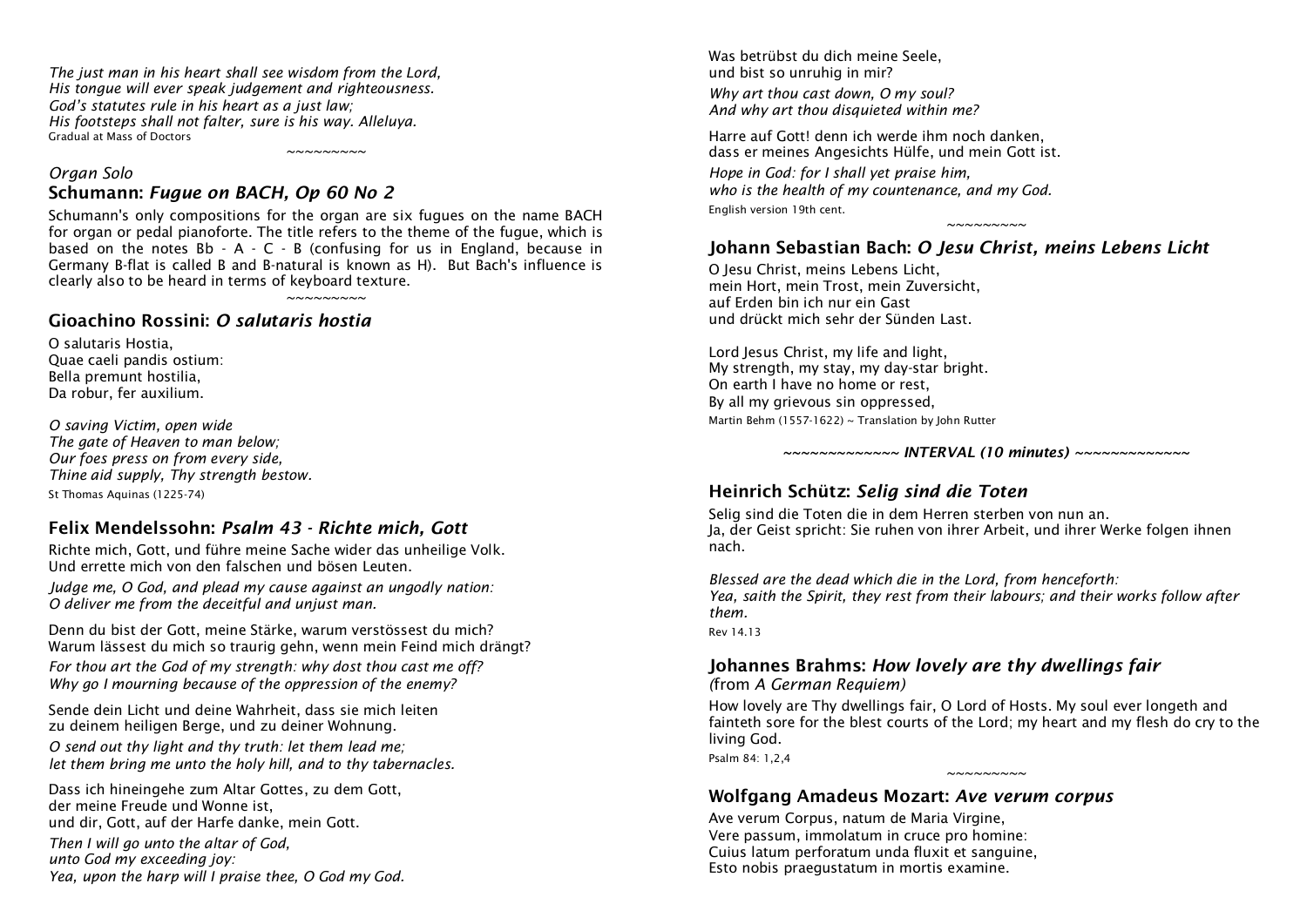*The just man in his heart shall see wisdom from the Lord,*
*His tongue will ever speak judgement and righteousness.*
*God's statutes rule in his heart as a just law;*
*His footsteps shall not falter, sure is his way. Alleluya.*
Gradual at Mass of Doctors

~~~~~~~~~

*Organ Solo*

## Schumann: *Fugue on BACH, Op 60 No 2*

Schumann's only compositions for the organ are six fugues on the name BACH for organ or pedal pianoforte. The title refers to the theme of the fugue, which is based on the notes Bb - A - C - B (confusing for us in England, because in Germany B-flat is called B and B-natural is known as H). But Bach's influence is clearly also to be heard in terms of keyboard texture.

~~~~~~~~~

## Gioachino Rossini: *O salutaris hostia*

O salutaris Hostia,
Quae caeli pandis ostium:
Bella premunt hostilia,
Da robur, fer auxilium.

*O saving Victim, open wide*
*The gate of Heaven to man below;*
*Our foes press on from every side,*
*Thine aid supply, Thy strength bestow.*
St Thomas Aquinas (1225-74)

## Felix Mendelssohn: *Psalm 43 - Richte mich, Gott*

Richte mich, Gott, und führe meine Sache wider das unheilige Volk.
Und errette mich von den falschen und bösen Leuten.

*Judge me, O God, and plead my cause against an ungodly nation:*
*O deliver me from the deceitful and unjust man.*

Denn du bist der Gott, meine Stärke, warum verstössest du mich?
Warum lässest du mich so traurig gehn, wenn mein Feind mich drängt?

*For thou art the God of my strength: why dost thou cast me off?*
*Why go I mourning because of the oppression of the enemy?*

Sende dein Licht und deine Wahrheit, dass sie mich leiten
zu deinem heiligen Berge, und zu deiner Wohnung.

*O send out thy light and thy truth: let them lead me;*
*let them bring me unto the holy hill, and to thy tabernacles.*

Dass ich hineingehe zum Altar Gottes, zu dem Gott,
der meine Freude und Wonne ist,
und dir, Gott, auf der Harfe danke, mein Gott.

*Then I will go unto the altar of God,*
*unto God my exceeding joy:*
*Yea, upon the harp will I praise thee, O God my God.*

Was betrübst du dich meine Seele,
und bist so unruhig in mir?

*Why art thou cast down, O my soul?*
*And why art thou disquieted within me?*

Harre auf Gott! denn ich werde ihm noch danken,
dass er meines Angesichts Hülfe, und mein Gott ist.

*Hope in God: for I shall yet praise him,*
*who is the health of my countenance, and my God.*
English version 19th cent.

~~~~~~~~~

## Johann Sebastian Bach: *O Jesu Christ, meins Lebens Licht*

O Jesu Christ, meins Lebens Licht,
mein Hort, mein Trost, mein Zuversicht,
auf Erden bin ich nur ein Gast
und drückt mich sehr der Sünden Last.

Lord Jesus Christ, my life and light,
My strength, my stay, my day-star bright.
On earth I have no home or rest,
By all my grievous sin oppressed,
Martin Behm (1557-1622) ~ Translation by John Rutter

*~~~~~~~~~~~~~ INTERVAL (10 minutes) ~~~~~~~~~~~~~*

## Heinrich Schütz: *Selig sind die Toten*

Selig sind die Toten die in dem Herren sterben von nun an.
Ja, der Geist spricht: Sie ruhen von ihrer Arbeit, und ihrer Werke folgen ihnen nach.

*Blessed are the dead which die in the Lord, from henceforth:*
*Yea, saith the Spirit, they rest from their labours; and their works follow after them.*
Rev 14.13

## Johannes Brahms: *How lovely are thy dwellings fair*

*(*from *A German Requiem)*

How lovely are Thy dwellings fair, O Lord of Hosts. My soul ever longeth and fainteth sore for the blest courts of the Lord; my heart and my flesh do cry to the living God.
Psalm 84: 1,2,4

~~~~~~~~~

## Wolfgang Amadeus Mozart: *Ave verum corpus*

Ave verum Corpus, natum de Maria Virgine,
Vere passum, immolatum in cruce pro homine:
Cuius latum perforatum unda fluxit et sanguine,
Esto nobis praegustatum in mortis examine.